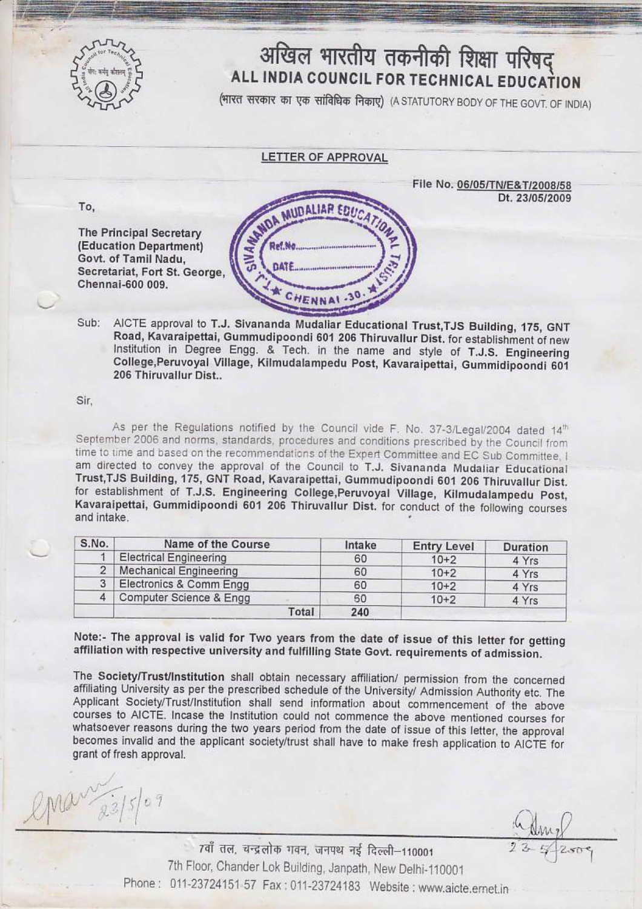# अखिल भारतीय तकनीकी शिक्षा परिषद्
# ALL INDIA COUNCIL FOR TECHNICAL EDUCATION

(भारत सरकार का एक सांविधिक निकाए) (A STATUTORY BODY OF THE GOVT. OF INDIA)

## LETTER OF APPROVAL

File No. 06/05/TN/E&T/2008/58
Dt. 23/05/2009

To,

The Principal Secretary
(Education Department)
Govt. of Tamil Nadu,
Secretariat, Fort St. George,
Chennai-600 009.

Sub: AICTE approval to **T.J. Sivananda Mudaliar Educational Trust,TJS Building, 175, GNT Road, Kavaraipettai, Gummudipoondi 601 206 Thiruvallur Dist.** for establishment of new Institution in Degree Engg. & Tech. in the name and style of **T.J.S. Engineering College,Peruvoyal Village, Kilmudalampedu Post, Kavaraipettai, Gummidipoondi 601 206 Thiruvallur Dist..**

Sir,

As per the Regulations notified by the Council vide F. No. 37-3/Legal/2004 dated 14th September 2006 and norms, standards, procedures and conditions prescribed by the Council from time to time and based on the recommendations of the Expert Committee and EC Sub Committee, I am directed to convey the approval of the Council to **T.J. Sivananda Mudaliar Educational Trust,TJS Building, 175, GNT Road, Kavaraipettai, Gummudipoondi 601 206 Thiruvallur Dist.** for establishment of **T.J.S. Engineering College,Peruvoyal Village, Kilmudalampedu Post, Kavaraipettai, Gummidipoondi 601 206 Thiruvallur Dist.** for conduct of the following courses and intake.

| S.No. | Name of the Course | Intake | Entry Level | Duration |
|---|---|---|---|---|
| 1 | Electrical Engineering | 60 | 10+2 | 4 Yrs |
| 2 | Mechanical Engineering | 60 | 10+2 | 4 Yrs |
| 3 | Electronics & Comm Engg | 60 | 10+2 | 4 Yrs |
| 4 | Computer Science & Engg | 60 | 10+2 | 4 Yrs |
| | Total | 240 | | |

**Note:- The approval is valid for Two years from the date of issue of this letter for getting affiliation with respective university and fulfilling State Govt. requirements of admission.**

The **Society/Trust/Institution** shall obtain necessary affiliation/ permission from the concerned affiliating University as per the prescribed schedule of the University/ Admission Authority etc. The Applicant Society/Trust/Institution shall send information about commencement of the above courses to AICTE. Incase the Institution could not commence the above mentioned courses for whatsoever reasons during the two years period from the date of issue of this letter, the approval becomes invalid and the applicant society/trust shall have to make fresh application to AICTE for grant of fresh approval.

7वाँ तल, चन्द्रलोक भवन, जनपथ नई दिल्ली–110001
7th Floor, Chander Lok Building, Janpath, New Delhi-110001
Phone: 011-23724151-57 Fax: 011-23724183 Website: www.aicte.ernet.in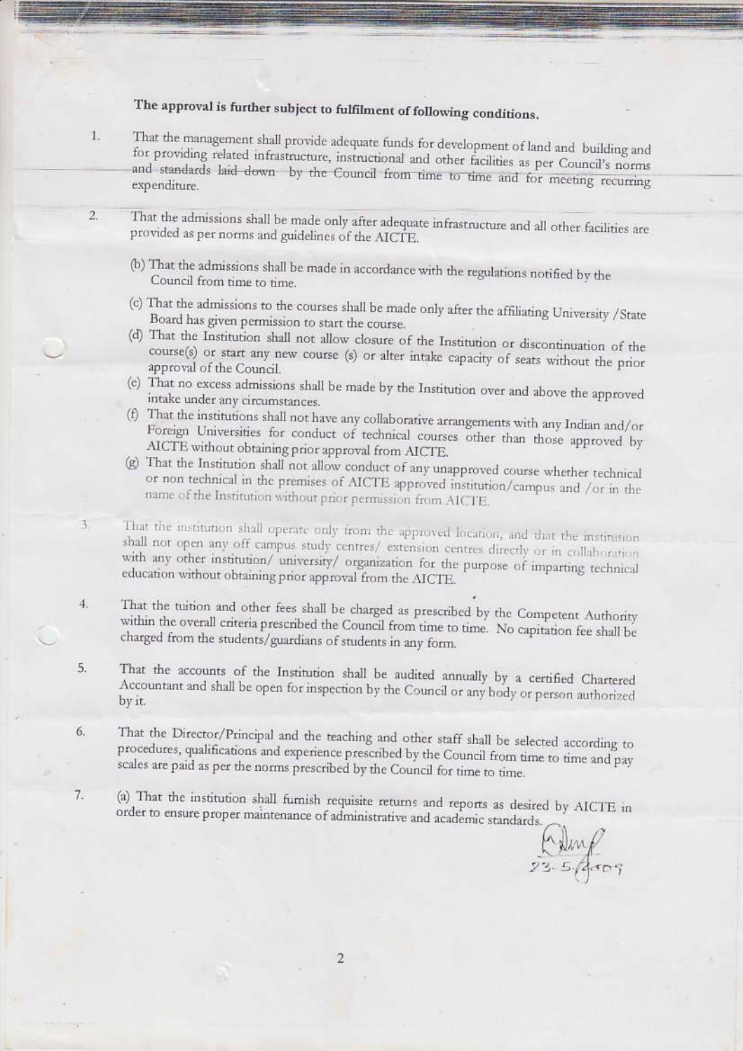**The approval is further subject to fulfilment of following conditions.**

1. That the management shall provide adequate funds for development of land and building and for providing related infrastructure, instructional and other facilities as per Council's norms and standards laid down by the Council from time to time and for meeting recurring expenditure.

2. That the admissions shall be made only after adequate infrastructure and all other facilities are provided as per norms and guidelines of the AICTE.

   (b) That the admissions shall be made in accordance with the regulations notified by the Council from time to time.

   (c) That the admissions to the courses shall be made only after the affiliating University /State Board has given permission to start the course.

   (d) That the Institution shall not allow closure of the Institution or discontinuation of the course(s) or start any new course (s) or alter intake capacity of seats without the prior approval of the Council.

   (e) That no excess admissions shall be made by the Institution over and above the approved intake under any circumstances.

   (f) That the institutions shall not have any collaborative arrangements with any Indian and/or Foreign Universities for conduct of technical courses other than those approved by AICTE without obtaining prior approval from AICTE.

   (g) That the Institution shall not allow conduct of any unapproved course whether technical or non technical in the premises of AICTE approved institution/campus and /or in the name of the Institution without prior permission from AICTE.

3. That the institution shall operate only from the approved location, and that the institution shall not open any off campus study centres/ extension centres directly or in collaboration with any other institution/ university/ organization for the purpose of imparting technical education without obtaining prior approval from the AICTE.

4. That the tuition and other fees shall be charged as prescribed by the Competent Authority within the overall criteria prescribed the Council from time to time. No capitation fee shall be charged from the students/guardians of students in any form.

5. That the accounts of the Institution shall be audited annually by a certified Chartered Accountant and shall be open for inspection by the Council or any body or person authorized by it.

6. That the Director/Principal and the teaching and other staff shall be selected according to procedures, qualifications and experience prescribed by the Council from time to time and pay scales are paid as per the norms prescribed by the Council for time to time.

7. (a) That the institution shall furnish requisite returns and reports as desired by AICTE in order to ensure proper maintenance of administrative and academic standards.

23-5-2009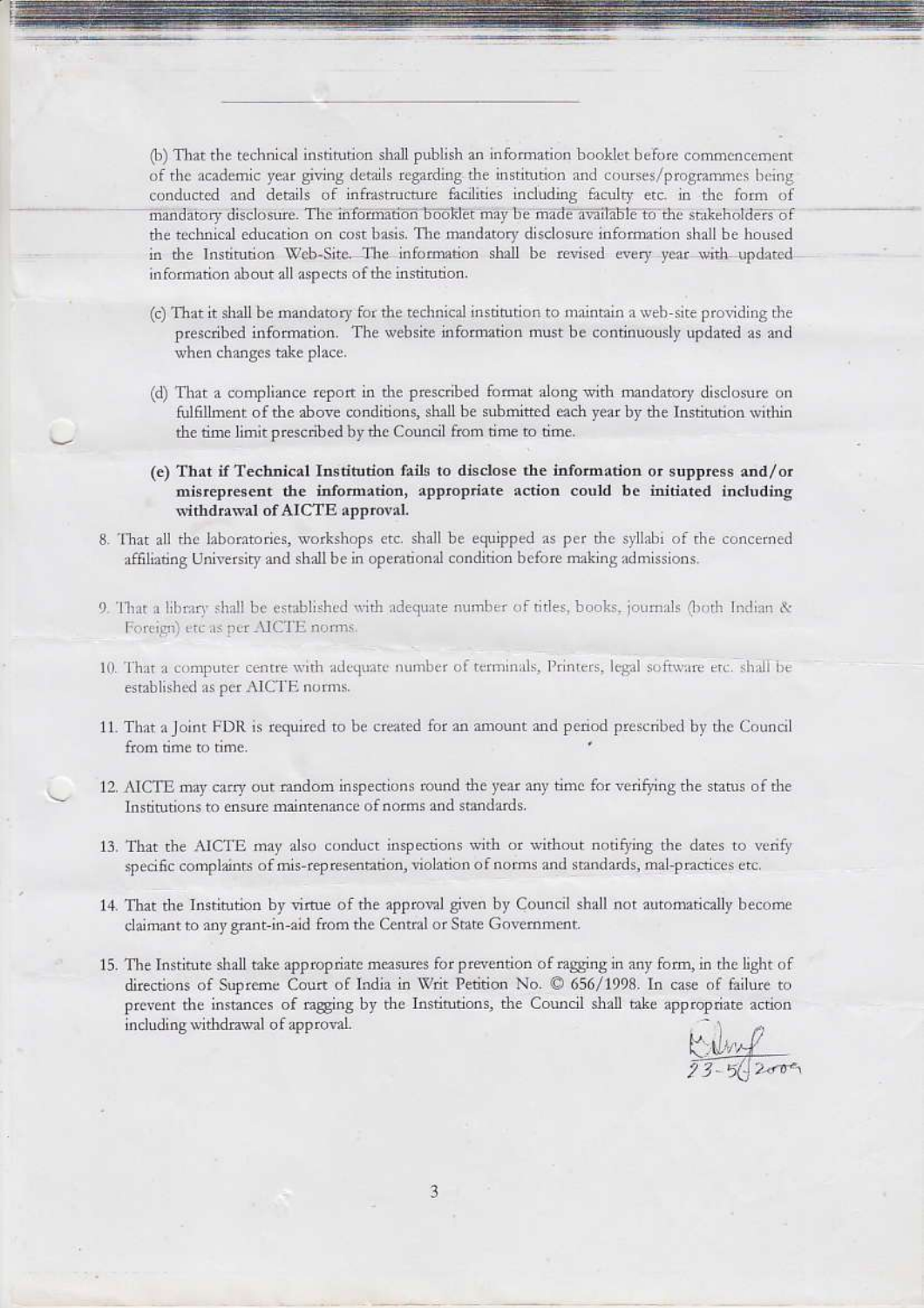(b) That the technical institution shall publish an information booklet before commencement of the academic year giving details regarding the institution and courses/programmes being conducted and details of infrastructure facilities including faculty etc. in the form of mandatory disclosure. The information booklet may be made available to the stakeholders of the technical education on cost basis. The mandatory disclosure information shall be housed in the Institution Web-Site. The information shall be revised every year with updated information about all aspects of the institution.

(c) That it shall be mandatory for the technical institution to maintain a web-site providing the prescribed information. The website information must be continuously updated as and when changes take place.

(d) That a compliance report in the prescribed format along with mandatory disclosure on fulfillment of the above conditions, shall be submitted each year by the Institution within the time limit prescribed by the Council from time to time.

**(e) That if Technical Institution fails to disclose the information or suppress and/or misrepresent the information, appropriate action could be initiated including withdrawal of AICTE approval.**

8. That all the laboratories, workshops etc. shall be equipped as per the syllabi of the concerned affiliating University and shall be in operational condition before making admissions.

9. That a library shall be established with adequate number of titles, books, journals (both Indian & Foreign) etc as per AICTE norms.

10. That a computer centre with adequate number of terminals, Printers, legal software etc. shall be established as per AICTE norms.

11. That a Joint FDR is required to be created for an amount and period prescribed by the Council from time to time.

12. AICTE may carry out random inspections round the year any time for verifying the status of the Institutions to ensure maintenance of norms and standards.

13. That the AICTE may also conduct inspections with or without notifying the dates to verify specific complaints of mis-representation, violation of norms and standards, mal-practices etc.

14. That the Institution by virtue of the approval given by Council shall not automatically become claimant to any grant-in-aid from the Central or State Government.

15. The Institute shall take appropriate measures for prevention of ragging in any form, in the light of directions of Supreme Court of India in Writ Petition No. © 656/1998. In case of failure to prevent the instances of ragging by the Institutions, the Council shall take appropriate action including withdrawal of approval.

23-5-2009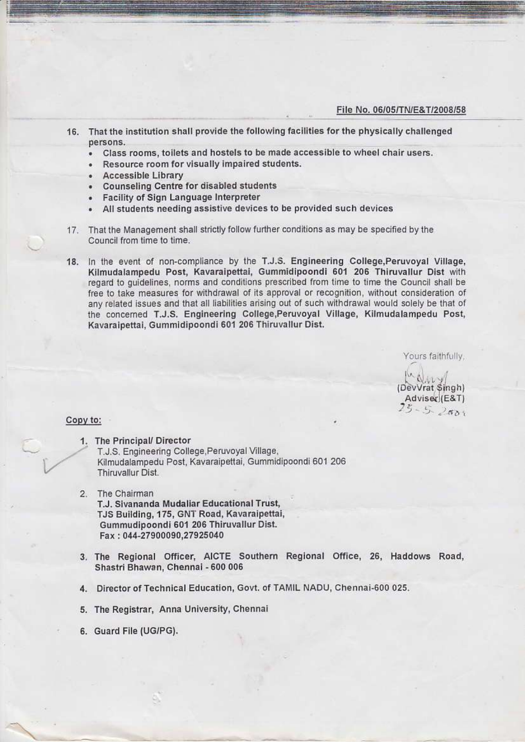File No. 06/05/TN/E&T/2008/58

16. **That the institution shall provide the following facilities for the physically challenged persons.**
    - **Class rooms, toilets and hostels to be made accessible to wheel chair users.**
    - **Resource room for visually impaired students.**
    - **Accessible Library**
    - **Counseling Centre for disabled students**
    - **Facility of Sign Language Interpreter**
    - **All students needing assistive devices to be provided such devices**

17. That the Management shall strictly follow further conditions as may be specified by the Council from time to time.

18. In the event of non-compliance by the **T.J.S. Engineering College,Peruvoyal Village, Kilmudalampedu Post, Kavaraipettai, Gummidipoondi 601 206 Thiruvallur Dist** with regard to guidelines, norms and conditions prescribed from time to time the Council shall be free to take measures for withdrawal of its approval or recognition, without consideration of any related issues and that all liabilities arising out of such withdrawal would solely be that of the concerned **T.J.S. Engineering College,Peruvoyal Village, Kilmudalampedu Post, Kavaraipettai, Gummidipoondi 601 206 Thiruvallur Dist.**

Yours faithfully,

(DevVrat Singh)
Adviser(E&T)
23-5-2009

Copy to:

1. **The Principal/ Director**
   T.J.S. Engineering College,Peruvoyal Village,
   Kilmudalampedu Post, Kavaraipettai, Gummidipoondi 601 206
   Thiruvallur Dist.

2. The Chairman
   **T.J. Sivananda Mudaliar Educational Trust,**
   **TJS Building, 175, GNT Road, Kavaraipettai,**
   **Gummudipoondi 601 206 Thiruvallur Dist.**
   **Fax : 044-27900090,27925040**

3. **The Regional Officer, AICTE Southern Regional Office, 26, Haddows Road, Shastri Bhawan, Chennai - 600 006**

4. **Director of Technical Education, Govt. of TAMIL NADU, Chennai-600 025.**

5. **The Registrar, Anna University, Chennai**

6. **Guard File (UG/PG).**